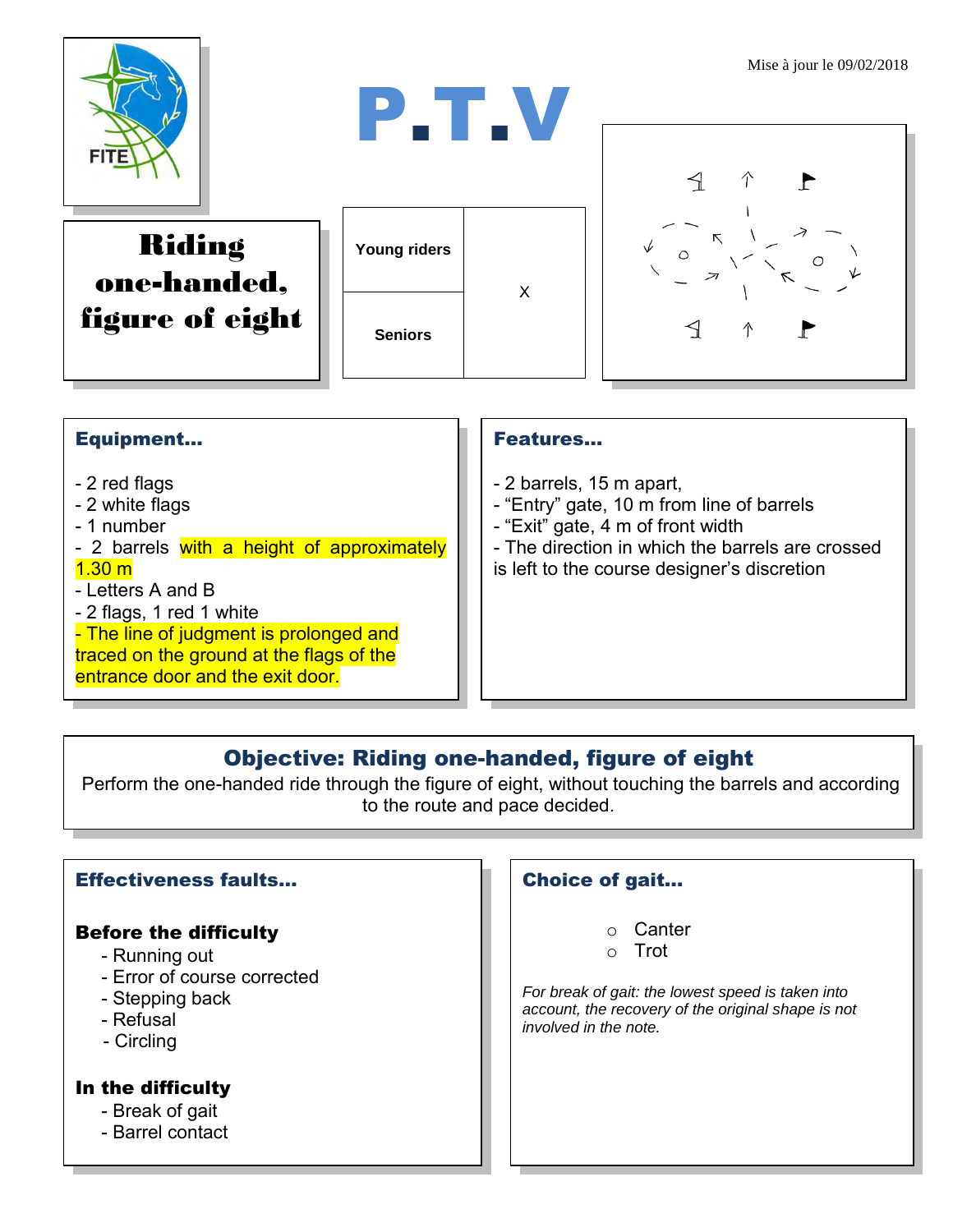Mise à jour le 09/02/2018

FITE

# P.T.V

## Riding one-handed, figure of eight

| Young riders | X |
|---|---|
| Seniors | |

### Equipment...

- 2 red flags
- 2 white flags
- 1 number
- 2 barrels with a height of approximately 1.30 m
- Letters A and B
- 2 flags, 1 red 1 white
- The line of judgment is prolonged and traced on the ground at the flags of the entrance door and the exit door.

### Features...

- 2 barrels, 15 m apart,
- “Entry” gate, 10 m from line of barrels
- “Exit” gate, 4 m of front width
- The direction in which the barrels are crossed is left to the course designer’s discretion

### Objective: Riding one-handed, figure of eight

Perform the one-handed ride through the figure of eight, without touching the barrels and according to the route and pace decided.

### Effectiveness faults...

**Before the difficulty**

- Running out
- Error of course corrected
- Stepping back
- Refusal
- Circling

**In the difficulty**

- Break of gait
- Barrel contact

### Choice of gait...

- Canter
- Trot

*For break of gait: the lowest speed is taken into account, the recovery of the original shape is not involved in the note.*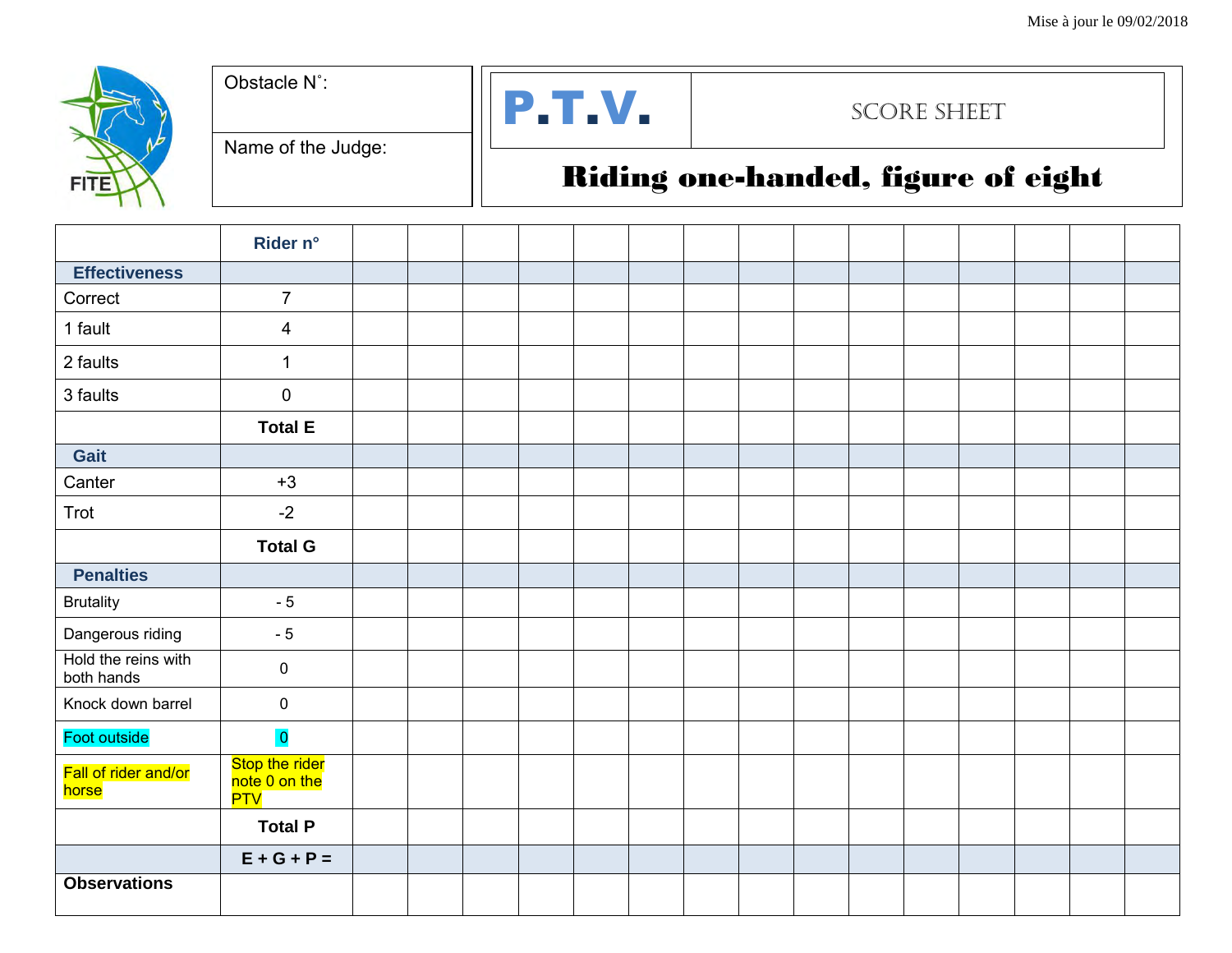Mise à jour le 09/02/2018

FITE

| Obstacle N°: |
|---|
| Name of the Judge: |

# P.T.V. — SCORE SHEET

## Riding one-handed, figure of eight

| | Rider n° | | | | | | | | | | | | | | | |
|---|---|---|---|---|---|---|---|---|---|---|---|---|---|---|---|---|
| **Effectiveness** | | | | | | | | | | | | | | | | |
| Correct | 7 | | | | | | | | | | | | | | | |
| 1 fault | 4 | | | | | | | | | | | | | | | |
| 2 faults | 1 | | | | | | | | | | | | | | | |
| 3 faults | 0 | | | | | | | | | | | | | | | |
| | **Total E** | | | | | | | | | | | | | | | |
| **Gait** | | | | | | | | | | | | | | | | |
| Canter | +3 | | | | | | | | | | | | | | | |
| Trot | -2 | | | | | | | | | | | | | | | |
| | **Total G** | | | | | | | | | | | | | | | |
| **Penalties** | | | | | | | | | | | | | | | | |
| Brutality | - 5 | | | | | | | | | | | | | | | |
| Dangerous riding | - 5 | | | | | | | | | | | | | | | |
| Hold the reins with both hands | 0 | | | | | | | | | | | | | | | |
| Knock down barrel | 0 | | | | | | | | | | | | | | | |
| Foot outside | 0 | | | | | | | | | | | | | | | |
| Fall of rider and/or horse | Stop the rider note 0 on the PTV | | | | | | | | | | | | | | | |
| | **Total P** | | | | | | | | | | | | | | | |
| | **E + G + P =** | | | | | | | | | | | | | | | |
| **Observations** | | | | | | | | | | | | | | | | |